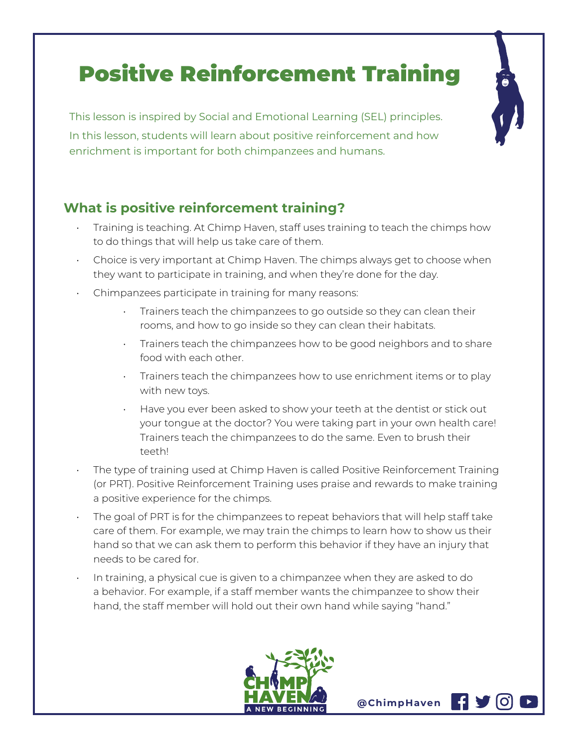# Positive Reinforcement Training

This lesson is inspired by Social and Emotional Learning (SEL) principles. In this lesson, students will learn about positive reinforcement and how enrichment is important for both chimpanzees and humans.

## What is positive reinforcement training?

- Training is teaching. At Chimp Haven, staff uses training to teach the chimps how to do things that will help us take care of them.
- Choice is very important at Chimp Haven. The chimps always get to choose when they want to participate in training, and when they're done for the day.
- Chimpanzees participate in training for many reasons:
    - Trainers teach the chimpanzees to go outside so they can clean their rooms, and how to go inside so they can clean their habitats.
    - Trainers teach the chimpanzees how to be good neighbors and to share food with each other.
    - Trainers teach the chimpanzees how to use enrichment items or to play with new toys.
    - Have you ever been asked to show your teeth at the dentist or stick out your tongue at the doctor? You were taking part in your own health care! Trainers teach the chimpanzees to do the same. Even to brush their teeth!
- The type of training used at Chimp Haven is called Positive Reinforcement Training (or PRT). Positive Reinforcement Training uses praise and rewards to make training a positive experience for the chimps.
- The goal of PRT is for the chimpanzees to repeat behaviors that will help staff take care of them. For example, we may train the chimps to learn how to show us their hand so that we can ask them to perform this behavior if they have an injury that needs to be cared for.
- In training, a physical cue is given to a chimpanzee when they are asked to do a behavior. For example, if a staff member wants the chimpanzee to show their hand, the staff member will hold out their own hand while saying "hand."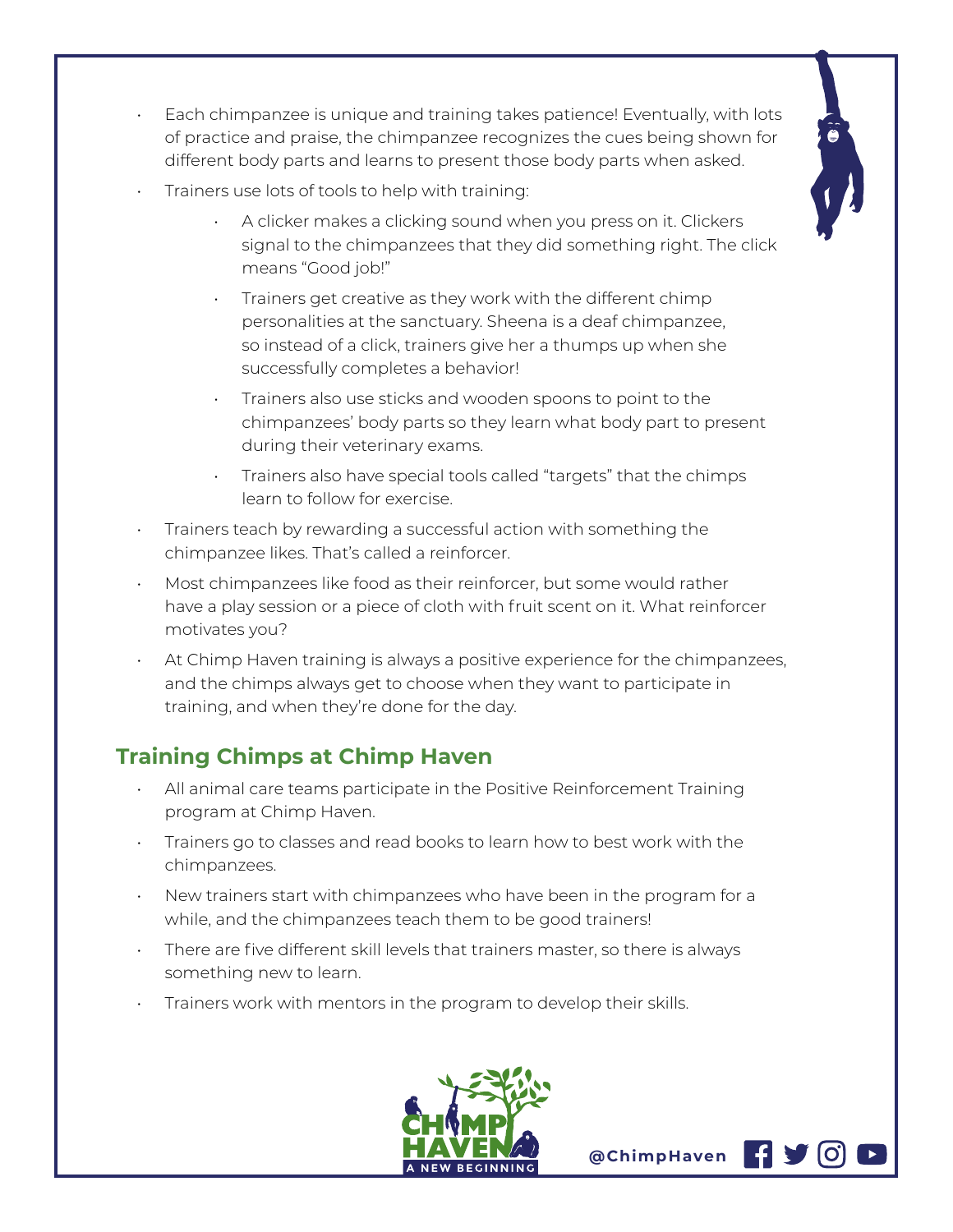- Each chimpanzee is unique and training takes patience! Eventually, with lots of practice and praise, the chimpanzee recognizes the cues being shown for different body parts and learns to present those body parts when asked.
- Trainers use lots of tools to help with training:
  - A clicker makes a clicking sound when you press on it. Clickers signal to the chimpanzees that they did something right. The click means "Good job!"
  - Trainers get creative as they work with the different chimp personalities at the sanctuary. Sheena is a deaf chimpanzee, so instead of a click, trainers give her a thumps up when she successfully completes a behavior!
  - Trainers also use sticks and wooden spoons to point to the chimpanzees' body parts so they learn what body part to present during their veterinary exams.
  - Trainers also have special tools called "targets" that the chimps learn to follow for exercise.
- Trainers teach by rewarding a successful action with something the chimpanzee likes. That's called a reinforcer.
- Most chimpanzees like food as their reinforcer, but some would rather have a play session or a piece of cloth with fruit scent on it. What reinforcer motivates you?
- At Chimp Haven training is always a positive experience for the chimpanzees, and the chimps always get to choose when they want to participate in training, and when they're done for the day.

## Training Chimps at Chimp Haven

- All animal care teams participate in the Positive Reinforcement Training program at Chimp Haven.
- Trainers go to classes and read books to learn how to best work with the chimpanzees.
- New trainers start with chimpanzees who have been in the program for a while, and the chimpanzees teach them to be good trainers!
- There are five different skill levels that trainers master, so there is always something new to learn.
- Trainers work with mentors in the program to develop their skills.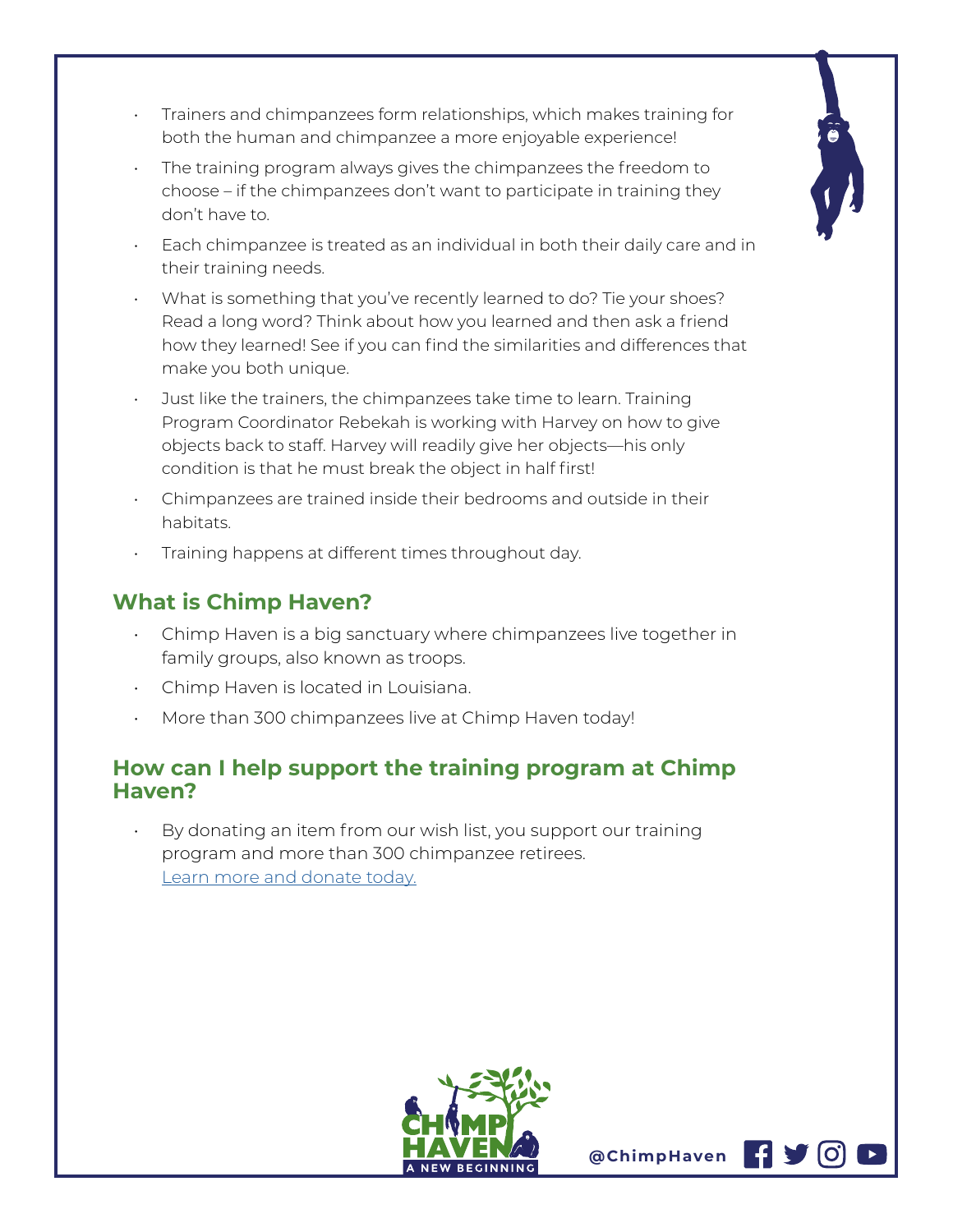- Trainers and chimpanzees form relationships, which makes training for both the human and chimpanzee a more enjoyable experience!
- The training program always gives the chimpanzees the freedom to choose – if the chimpanzees don't want to participate in training they don't have to.
- Each chimpanzee is treated as an individual in both their daily care and in their training needs.
- What is something that you've recently learned to do? Tie your shoes? Read a long word? Think about how you learned and then ask a friend how they learned! See if you can find the similarities and differences that make you both unique.
- Just like the trainers, the chimpanzees take time to learn. Training Program Coordinator Rebekah is working with Harvey on how to give objects back to staff. Harvey will readily give her objects—his only condition is that he must break the object in half first!
- Chimpanzees are trained inside their bedrooms and outside in their habitats.
- Training happens at different times throughout day.

## What is Chimp Haven?

- Chimp Haven is a big sanctuary where chimpanzees live together in family groups, also known as troops.
- Chimp Haven is located in Louisiana.
- More than 300 chimpanzees live at Chimp Haven today!

## How can I help support the training program at Chimp Haven?

- By donating an item from our wish list, you support our training program and more than 300 chimpanzee retirees. Learn more and donate today.

CHIMP HAVEN
A NEW BEGINNING

@ChimpHaven